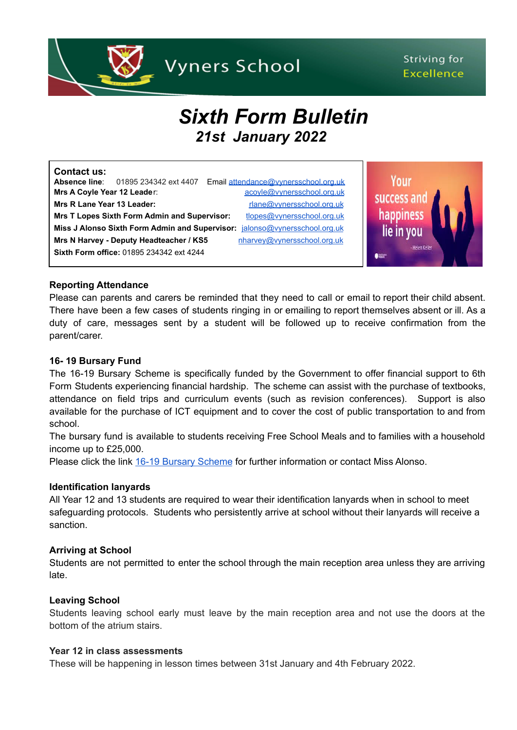# Vyners School

Striving for Excellence

# *Sixth Form Bulletin*

## *21st January 2022*

**Contact us:**
**Absence line**: 01895 234342 ext 4407 Email attendance@vynersschool.org.uk
**Mrs A Coyle Year 12 Leader**: acoyle@vynersschool.org.uk
**Mrs R Lane Year 13 Leader:** rlane@vynersschool.org.uk
**Mrs T Lopes Sixth Form Admin and Supervisor:** tlopes@vynersschool.org.uk
**Miss J Alonso Sixth Form Admin and Supervisor:** jalonso@vynersschool.org.uk
**Mrs N Harvey - Deputy Headteacher / KS5** nharvey@vynersschool.org.uk
**Sixth Form office:** 01895 234342 ext 4244

Your success and happiness lie in you
- Helen Keller

**Reporting Attendance**

Please can parents and carers be reminded that they need to call or email to report their child absent. There have been a few cases of students ringing in or emailing to report themselves absent or ill. As a duty of care, messages sent by a student will be followed up to receive confirmation from the parent/carer.

**16- 19 Bursary Fund**

The 16-19 Bursary Scheme is specifically funded by the Government to offer financial support to 6th Form Students experiencing financial hardship. The scheme can assist with the purchase of textbooks, attendance on field trips and curriculum events (such as revision conferences). Support is also available for the purchase of ICT equipment and to cover the cost of public transportation to and from school.

The bursary fund is available to students receiving Free School Meals and to families with a household income up to £25,000.

Please click the link 16-19 Bursary Scheme for further information or contact Miss Alonso.

**Identification lanyards**

All Year 12 and 13 students are required to wear their identification lanyards when in school to meet safeguarding protocols. Students who persistently arrive at school without their lanyards will receive a sanction.

**Arriving at School**

Students are not permitted to enter the school through the main reception area unless they are arriving late.

**Leaving School**

Students leaving school early must leave by the main reception area and not use the doors at the bottom of the atrium stairs.

**Year 12 in class assessments**

These will be happening in lesson times between 31st January and 4th February 2022.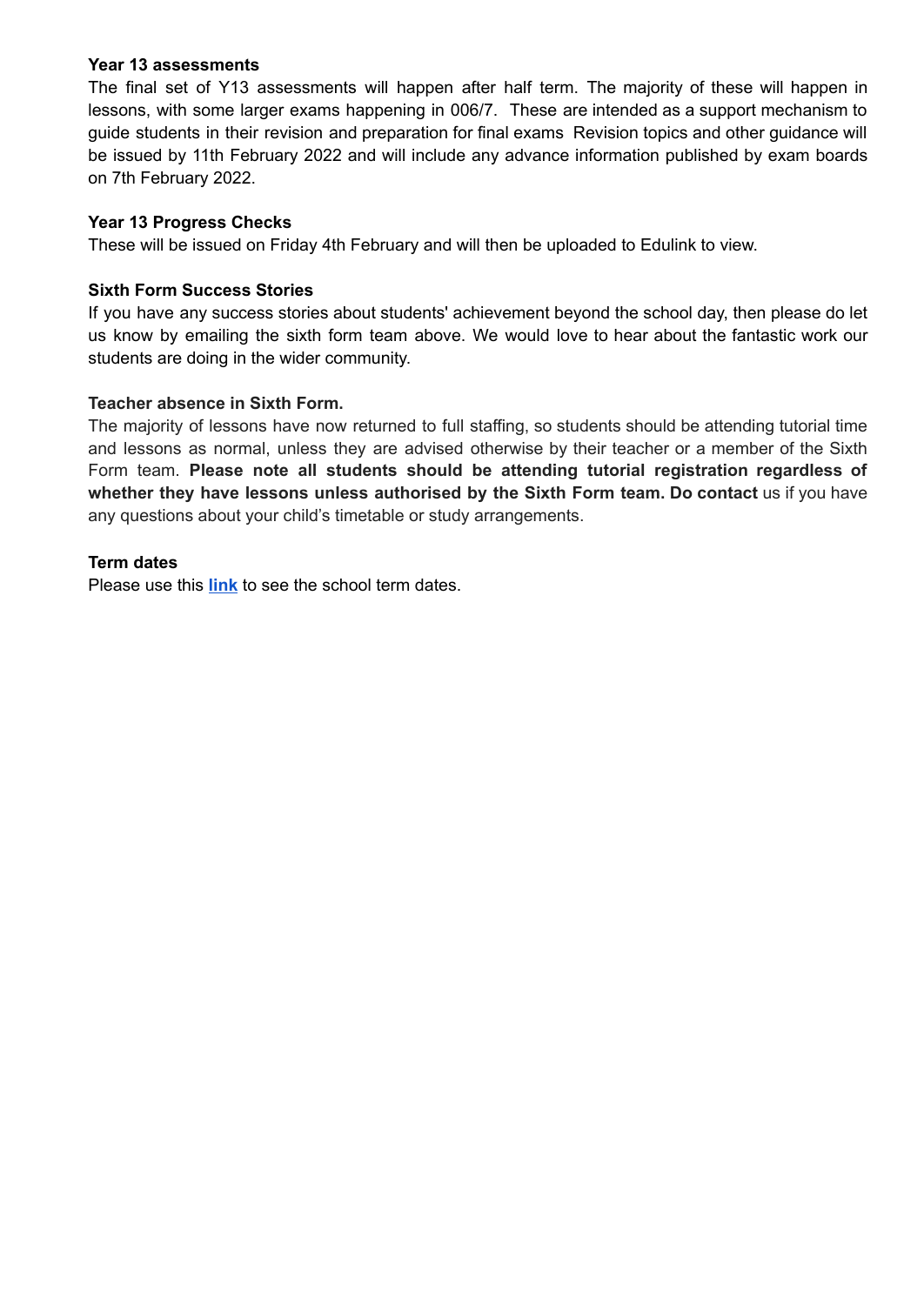**Year 13 assessments**

The final set of Y13 assessments will happen after half term. The majority of these will happen in lessons, with some larger exams happening in 006/7. These are intended as a support mechanism to guide students in their revision and preparation for final exams Revision topics and other guidance will be issued by 11th February 2022 and will include any advance information published by exam boards on 7th February 2022.

**Year 13 Progress Checks**

These will be issued on Friday 4th February and will then be uploaded to Edulink to view.

**Sixth Form Success Stories**

If you have any success stories about students' achievement beyond the school day, then please do let us know by emailing the sixth form team above. We would love to hear about the fantastic work our students are doing in the wider community.

**Teacher absence in Sixth Form.**

The majority of lessons have now returned to full staffing, so students should be attending tutorial time and lessons as normal, unless they are advised otherwise by their teacher or a member of the Sixth Form team. **Please note all students should be attending tutorial registration regardless of whether they have lessons unless authorised by the Sixth Form team. Do contact** us if you have any questions about your child's timetable or study arrangements.

**Term dates**

Please use this **link** to see the school term dates.